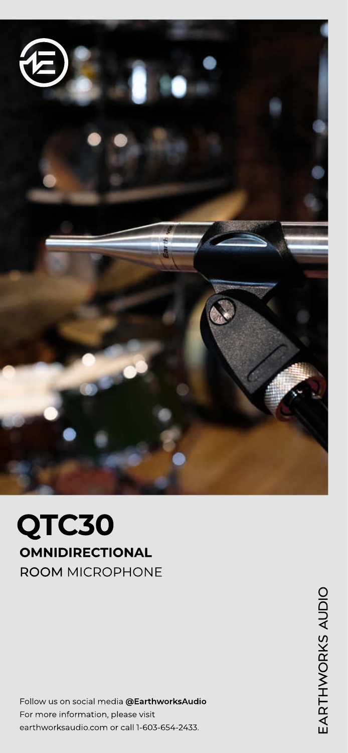# QTC30

## OMNIDIRECTIONAL

ROOM MICROPHONE

EARTHWORKS AUDIO

Follow us on social media **@EarthworksAudio**
For more information, please visit
earthworksaudio.com or call 1-603-654-2433.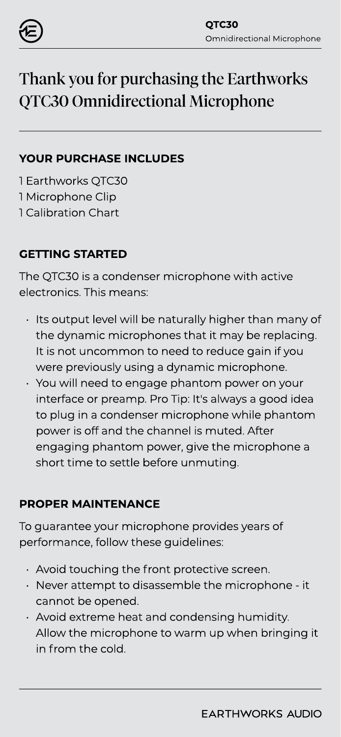# Thank you for purchasing the Earthworks QTC30 Omnidirectional Microphone

## YOUR PURCHASE INCLUDES

1 Earthworks QTC30
1 Microphone Clip
1 Calibration Chart

## GETTING STARTED

The QTC30 is a condenser microphone with active electronics. This means:

- Its output level will be naturally higher than many of the dynamic microphones that it may be replacing. It is not uncommon to need to reduce gain if you were previously using a dynamic microphone.
- You will need to engage phantom power on your interface or preamp. Pro Tip: It's always a good idea to plug in a condenser microphone while phantom power is off and the channel is muted. After engaging phantom power, give the microphone a short time to settle before unmuting.

## PROPER MAINTENANCE

To guarantee your microphone provides years of performance, follow these guidelines:

- Avoid touching the front protective screen.
- Never attempt to disassemble the microphone - it cannot be opened.
- Avoid extreme heat and condensing humidity. Allow the microphone to warm up when bringing it in from the cold.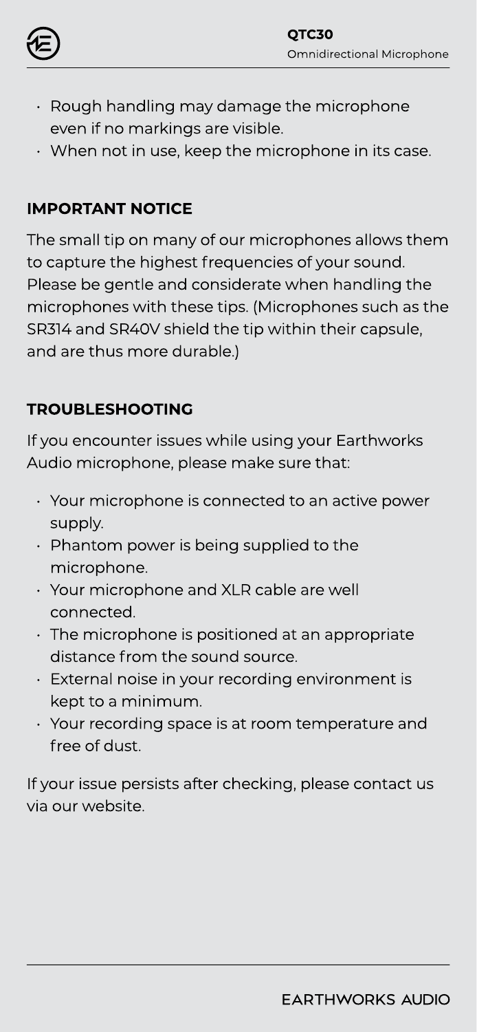- Rough handling may damage the microphone even if no markings are visible.
- When not in use, keep the microphone in its case.

## IMPORTANT NOTICE

The small tip on many of our microphones allows them to capture the highest frequencies of your sound. Please be gentle and considerate when handling the microphones with these tips. (Microphones such as the SR314 and SR40V shield the tip within their capsule, and are thus more durable.)

## TROUBLESHOOTING

If you encounter issues while using your Earthworks Audio microphone, please make sure that:

- Your microphone is connected to an active power supply.
- Phantom power is being supplied to the microphone.
- Your microphone and XLR cable are well connected.
- The microphone is positioned at an appropriate distance from the sound source.
- External noise in your recording environment is kept to a minimum.
- Your recording space is at room temperature and free of dust.

If your issue persists after checking, please contact us via our website.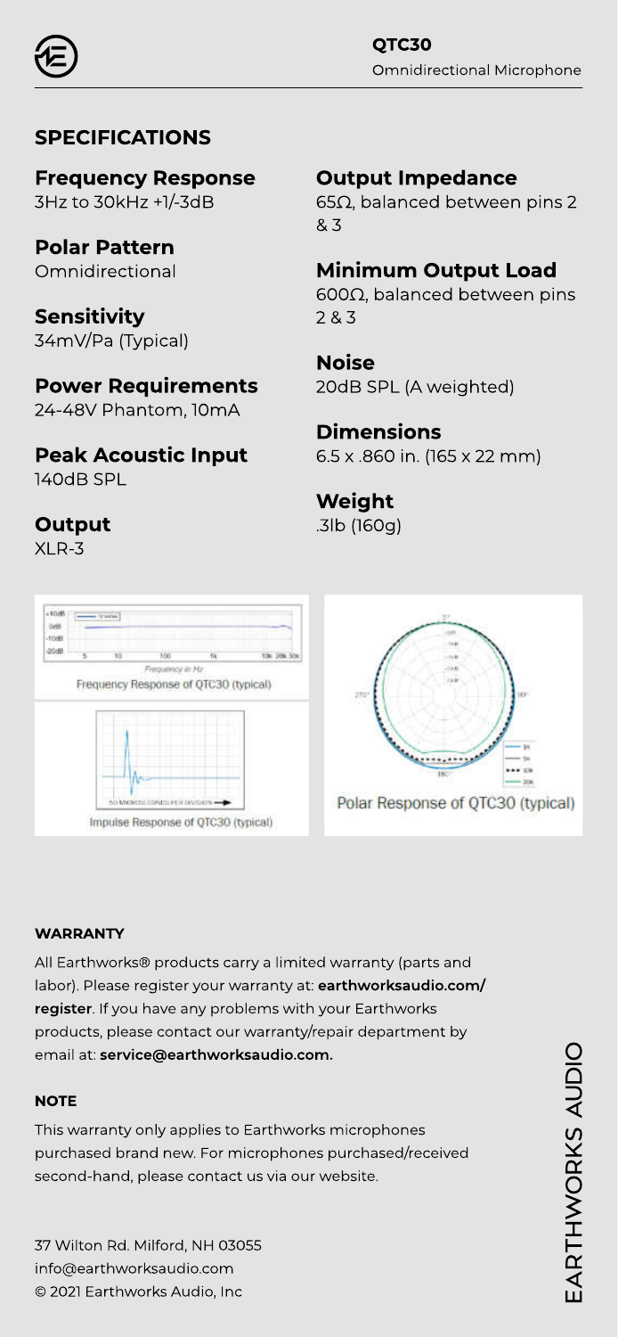## SPECIFICATIONS

**Frequency Response**
3Hz to 30kHz +1/-3dB

**Polar Pattern**
Omnidirectional

**Sensitivity**
34mV/Pa (Typical)

**Power Requirements**
24-48V Phantom, 10mA

**Peak Acoustic Input**
140dB SPL

**Output**
XLR-3

**Output Impedance**
65Ω, balanced between pins 2 & 3

**Minimum Output Load**
600Ω, balanced between pins 2 & 3

**Noise**
20dB SPL (A weighted)

**Dimensions**
6.5 x .860 in. (165 x 22 mm)

**Weight**
.3lb (160g)

+10dB
0dB
-10dB
-20dB
5
10
100
1k
10k 20k 30k
Frequency in Hz

Frequency Response of QTC30 (typical)

50 MICROSECONDS PER DIVISION

Impulse Response of QTC30 (typical)

0°
90°
180°
270°
1k
5k
10k
20k

Polar Response of QTC30 (typical)

#### WARRANTY

All Earthworks® products carry a limited warranty (parts and labor). Please register your warranty at: **earthworksaudio.com/register**. If you have any problems with your Earthworks products, please contact our warranty/repair department by email at: **service@earthworksaudio.com.**

#### NOTE

This warranty only applies to Earthworks microphones purchased brand new. For microphones purchased/received second-hand, please contact us via our website.

37 Wilton Rd. Milford, NH 03055
info@earthworksaudio.com
© 2021 Earthworks Audio, Inc

EARTHWORKS AUDIO